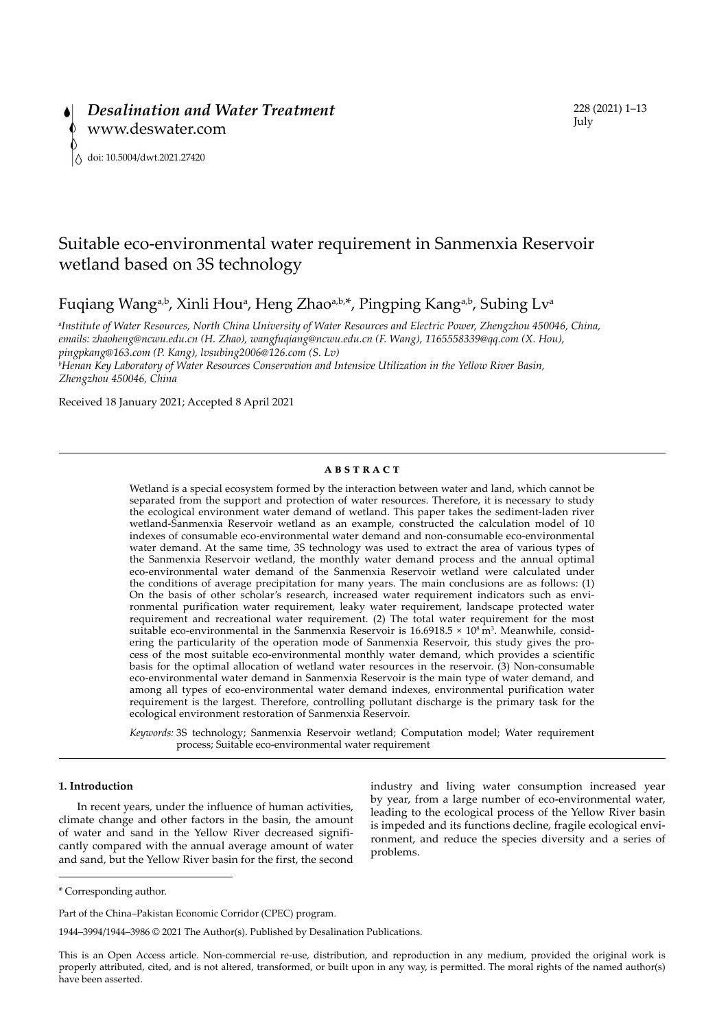*Desalination and Water Treatment*
www.deswater.com

doi: 10.5004/dwt.2021.27420

# Suitable eco-environmental water requirement in Sanmenxia Reservoir wetland based on 3S technology

Fuqiang Wang[a,b], Xinli Hou[a], Heng Zhao[a,b,*], Pingping Kang[a,b], Subing Lv[a]

[a]*Institute of Water Resources, North China University of Water Resources and Electric Power, Zhengzhou 450046, China, emails: zhaoheng@ncwu.edu.cn (H. Zhao), wangfuqiang@ncwu.edu.cn (F. Wang), 1165558339@qq.com (X. Hou), pingpkang@163.com (P. Kang), lvsubing2006@126.com (S. Lv)*
[b]*Henan Key Laboratory of Water Resources Conservation and Intensive Utilization in the Yellow River Basin, Zhengzhou 450046, China*

Received 18 January 2021; Accepted 8 April 2021

## ABSTRACT

Wetland is a special ecosystem formed by the interaction between water and land, which cannot be separated from the support and protection of water resources. Therefore, it is necessary to study the ecological environment water demand of wetland. This paper takes the sediment-laden river wetland-Sanmenxia Reservoir wetland as an example, constructed the calculation model of 10 indexes of consumable eco-environmental water demand and non-consumable eco-environmental water demand. At the same time, 3S technology was used to extract the area of various types of the Sanmenxia Reservoir wetland, the monthly water demand process and the annual optimal eco-environmental water demand of the Sanmenxia Reservoir wetland were calculated under the conditions of average precipitation for many years. The main conclusions are as follows: (1) On the basis of other scholar's research, increased water requirement indicators such as environmental purification water requirement, leaky water requirement, landscape protected water requirement and recreational water requirement. (2) The total water requirement for the most suitable eco-environmental in the Sanmenxia Reservoir is 16.6918.5 × $10^8$ $m^3$. Meanwhile, considering the particularity of the operation mode of Sanmenxia Reservoir, this study gives the process of the most suitable eco-environmental monthly water demand, which provides a scientific basis for the optimal allocation of wetland water resources in the reservoir. (3) Non-consumable eco-environmental water demand in Sanmenxia Reservoir is the main type of water demand, and among all types of eco-environmental water demand indexes, environmental purification water requirement is the largest. Therefore, controlling pollutant discharge is the primary task for the ecological environment restoration of Sanmenxia Reservoir.

*Keywords:* 3S technology; Sanmenxia Reservoir wetland; Computation model; Water requirement process; Suitable eco-environmental water requirement

## 1. Introduction

In recent years, under the influence of human activities, climate change and other factors in the basin, the amount of water and sand in the Yellow River decreased significantly compared with the annual average amount of water and sand, but the Yellow River basin for the first, the second industry and living water consumption increased year by year, from a large number of eco-environmental water, leading to the ecological process of the Yellow River basin is impeded and its functions decline, fragile ecological environment, and reduce the species diversity and a series of problems.

\* Corresponding author.

Part of the China–Pakistan Economic Corridor (CPEC) program.

1944–3994/1944–3986 © 2021 The Author(s). Published by Desalination Publications.

This is an Open Access article. Non-commercial re-use, distribution, and reproduction in any medium, provided the original work is properly attributed, cited, and is not altered, transformed, or built upon in any way, is permitted. The moral rights of the named author(s) have been asserted.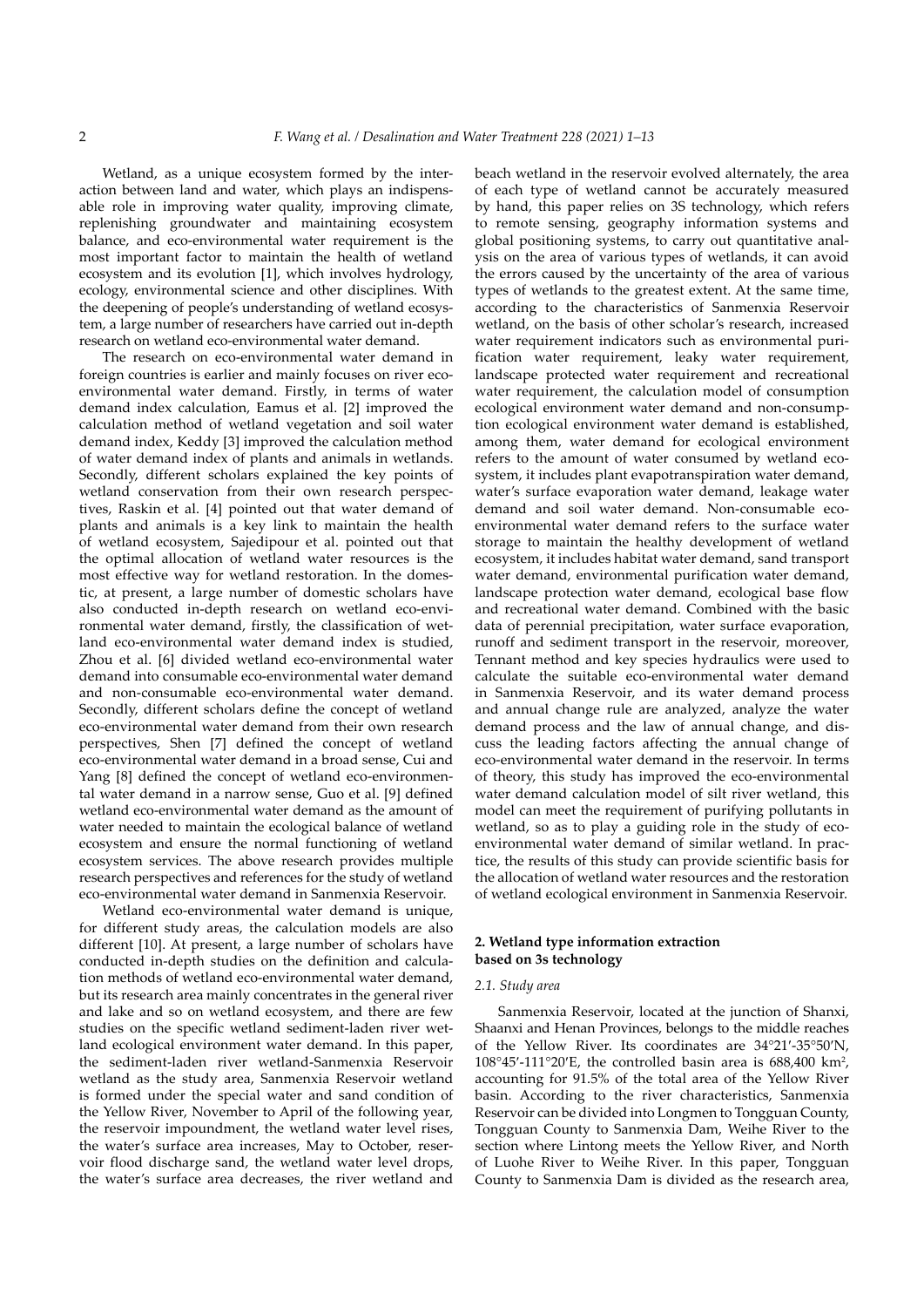Wetland, as a unique ecosystem formed by the interaction between land and water, which plays an indispensable role in improving water quality, improving climate, replenishing groundwater and maintaining ecosystem balance, and eco-environmental water requirement is the most important factor to maintain the health of wetland ecosystem and its evolution [1], which involves hydrology, ecology, environmental science and other disciplines. With the deepening of people's understanding of wetland ecosystem, a large number of researchers have carried out in-depth research on wetland eco-environmental water demand.

The research on eco-environmental water demand in foreign countries is earlier and mainly focuses on river eco-environmental water demand. Firstly, in terms of water demand index calculation, Eamus et al. [2] improved the calculation method of wetland vegetation and soil water demand index, Keddy [3] improved the calculation method of water demand index of plants and animals in wetlands. Secondly, different scholars explained the key points of wetland conservation from their own research perspectives, Raskin et al. [4] pointed out that water demand of plants and animals is a key link to maintain the health of wetland ecosystem, Sajedipour et al. pointed out that the optimal allocation of wetland water resources is the most effective way for wetland restoration. In the domestic, at present, a large number of domestic scholars have also conducted in-depth research on wetland eco-environmental water demand, firstly, the classification of wetland eco-environmental water demand index is studied, Zhou et al. [6] divided wetland eco-environmental water demand into consumable eco-environmental water demand and non-consumable eco-environmental water demand. Secondly, different scholars define the concept of wetland eco-environmental water demand from their own research perspectives, Shen [7] defined the concept of wetland eco-environmental water demand in a broad sense, Cui and Yang [8] defined the concept of wetland eco-environmental water demand in a narrow sense, Guo et al. [9] defined wetland eco-environmental water demand as the amount of water needed to maintain the ecological balance of wetland ecosystem and ensure the normal functioning of wetland ecosystem services. The above research provides multiple research perspectives and references for the study of wetland eco-environmental water demand in Sanmenxia Reservoir.

Wetland eco-environmental water demand is unique, for different study areas, the calculation models are also different [10]. At present, a large number of scholars have conducted in-depth studies on the definition and calculation methods of wetland eco-environmental water demand, but its research area mainly concentrates in the general river and lake and so on wetland ecosystem, and there are few studies on the specific wetland sediment-laden river wetland ecological environment water demand. In this paper, the sediment-laden river wetland-Sanmenxia Reservoir wetland as the study area, Sanmenxia Reservoir wetland is formed under the special water and sand condition of the Yellow River, November to April of the following year, the reservoir impoundment, the wetland water level rises, the water's surface area increases, May to October, reservoir flood discharge sand, the wetland water level drops, the water's surface area decreases, the river wetland and beach wetland in the reservoir evolved alternately, the area of each type of wetland cannot be accurately measured by hand, this paper relies on 3S technology, which refers to remote sensing, geography information systems and global positioning systems, to carry out quantitative analysis on the area of various types of wetlands, it can avoid the errors caused by the uncertainty of the area of various types of wetlands to the greatest extent. At the same time, according to the characteristics of Sanmenxia Reservoir wetland, on the basis of other scholar's research, increased water requirement indicators such as environmental purification water requirement, leaky water requirement, landscape protected water requirement and recreational water requirement, the calculation model of consumption ecological environment water demand and non-consumption ecological environment water demand is established, among them, water demand for ecological environment refers to the amount of water consumed by wetland ecosystem, it includes plant evapotranspiration water demand, water's surface evaporation water demand, leakage water demand and soil water demand. Non-consumable eco-environmental water demand refers to the surface water storage to maintain the healthy development of wetland ecosystem, it includes habitat water demand, sand transport water demand, environmental purification water demand, landscape protection water demand, ecological base flow and recreational water demand. Combined with the basic data of perennial precipitation, water surface evaporation, runoff and sediment transport in the reservoir, moreover, Tennant method and key species hydraulics were used to calculate the suitable eco-environmental water demand in Sanmenxia Reservoir, and its water demand process and annual change rule are analyzed, analyze the water demand process and the law of annual change, and discuss the leading factors affecting the annual change of eco-environmental water demand in the reservoir. In terms of theory, this study has improved the eco-environmental water demand calculation model of silt river wetland, this model can meet the requirement of purifying pollutants in wetland, so as to play a guiding role in the study of eco-environmental water demand of similar wetland. In practice, the results of this study can provide scientific basis for the allocation of wetland water resources and the restoration of wetland ecological environment in Sanmenxia Reservoir.

## 2. Wetland type information extraction based on 3s technology

### 2.1. Study area

Sanmenxia Reservoir, located at the junction of Shanxi, Shaanxi and Henan Provinces, belongs to the middle reaches of the Yellow River. Its coordinates are 34°21′-35°50′N, 108°45′-111°20′E, the controlled basin area is 688,400 km$^2$, accounting for 91.5% of the total area of the Yellow River basin. According to the river characteristics, Sanmenxia Reservoir can be divided into Longmen to Tongguan County, Tongguan County to Sanmenxia Dam, Weihe River to the section where Lintong meets the Yellow River, and North of Luohe River to Weihe River. In this paper, Tongguan County to Sanmenxia Dam is divided as the research area,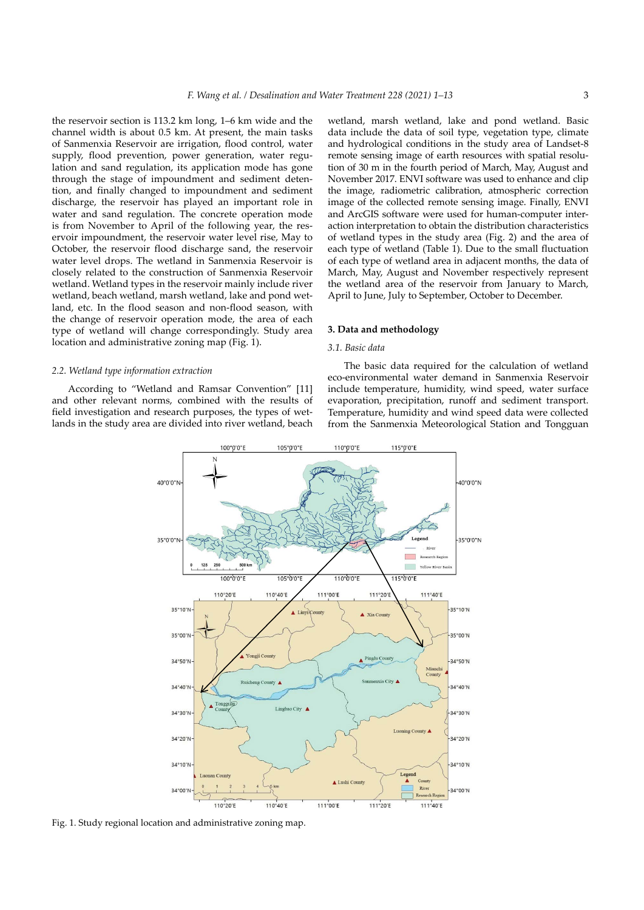the reservoir section is 113.2 km long, 1–6 km wide and the channel width is about 0.5 km. At present, the main tasks of Sanmenxia Reservoir are irrigation, flood control, water supply, flood prevention, power generation, water regulation and sand regulation, its application mode has gone through the stage of impoundment and sediment detention, and finally changed to impoundment and sediment discharge, the reservoir has played an important role in water and sand regulation. The concrete operation mode is from November to April of the following year, the reservoir impoundment, the reservoir water level rise, May to October, the reservoir flood discharge sand, the reservoir water level drops. The wetland in Sanmenxia Reservoir is closely related to the construction of Sanmenxia Reservoir wetland. Wetland types in the reservoir mainly include river wetland, beach wetland, marsh wetland, lake and pond wetland, etc. In the flood season and non-flood season, with the change of reservoir operation mode, the area of each type of wetland will change correspondingly. Study area location and administrative zoning map (Fig. 1).

### 2.2. Wetland type information extraction

According to "Wetland and Ramsar Convention" [11] and other relevant norms, combined with the results of field investigation and research purposes, the types of wetlands in the study area are divided into river wetland, beach wetland, marsh wetland, lake and pond wetland. Basic data include the data of soil type, vegetation type, climate and hydrological conditions in the study area of Landset-8 remote sensing image of earth resources with spatial resolution of 30 m in the fourth period of March, May, August and November 2017. ENVI software was used to enhance and clip the image, radiometric calibration, atmospheric correction image of the collected remote sensing image. Finally, ENVI and ArcGIS software were used for human-computer interaction interpretation to obtain the distribution characteristics of wetland types in the study area (Fig. 2) and the area of each type of wetland (Table 1). Due to the small fluctuation of each type of wetland area in adjacent months, the data of March, May, August and November respectively represent the wetland area of the reservoir from January to March, April to June, July to September, October to December.

## 3. Data and methodology

### 3.1. Basic data

The basic data required for the calculation of wetland eco-environmental water demand in Sanmenxia Reservoir include temperature, humidity, wind speed, water surface evaporation, precipitation, runoff and sediment transport. Temperature, humidity and wind speed data were collected from the Sanmenxia Meteorological Station and Tongguan

Fig. 1. Study regional location and administrative zoning map.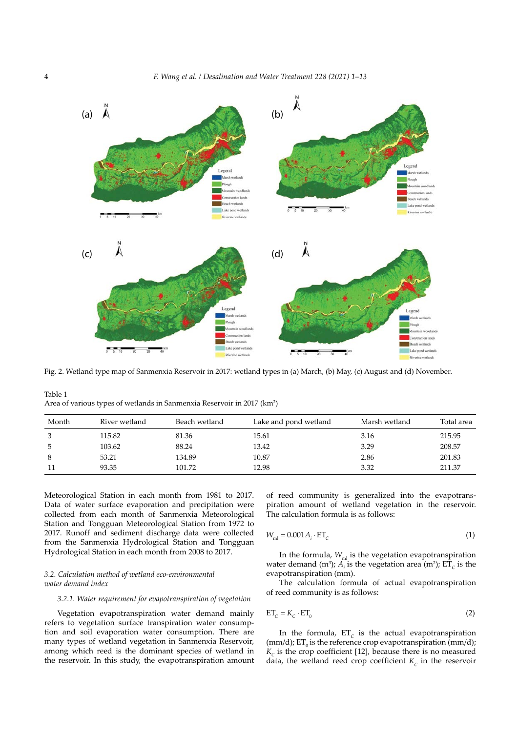Fig. 2. Wetland type map of Sanmenxia Reservoir in 2017: wetland types in (a) March, (b) May, (c) August and (d) November.

Table 1
Area of various types of wetlands in Sanmenxia Reservoir in 2017 (km$^2$)

| Month | River wetland | Beach wetland | Lake and pond wetland | Marsh wetland | Total area |
|---|---|---|---|---|---|
| 3 | 115.82 | 81.36 | 15.61 | 3.16 | 215.95 |
| 5 | 103.62 | 88.24 | 13.42 | 3.29 | 208.57 |
| 8 | 53.21 | 134.89 | 10.87 | 2.86 | 201.83 |
| 11 | 93.35 | 101.72 | 12.98 | 3.32 | 211.37 |

Meteorological Station in each month from 1981 to 2017. Data of water surface evaporation and precipitation were collected from each month of Sanmenxia Meteorological Station and Tongguan Meteorological Station from 1972 to 2017. Runoff and sediment discharge data were collected from the Sanmenxia Hydrological Station and Tongguan Hydrological Station in each month from 2008 to 2017.

### 3.2. Calculation method of wetland eco-environmental water demand index

#### 3.2.1. Water requirement for evapotranspiration of vegetation

Vegetation evapotranspiration water demand mainly refers to vegetation surface transpiration water consumption and soil evaporation water consumption. There are many types of wetland vegetation in Sanmenxia Reservoir, among which reed is the dominant species of wetland in the reservoir. In this study, the evapotranspiration amount of reed community is generalized into the evapotranspiration amount of wetland vegetation in the reservoir. The calculation formula is as follows:

$$W_{ml} = 0.001 A_i \cdot \mathrm{ET}_C \tag{1}$$

In the formula, $W_{ml}$ is the vegetation evapotranspiration water demand (m$^3$); $A_i$ is the vegetation area (m$^2$); $\mathrm{ET}_C$ is the evapotranspiration (mm).

The calculation formula of actual evapotranspiration of reed community is as follows:

$$\mathrm{ET}_C = K_C \cdot \mathrm{ET}_0 \tag{2}$$

In the formula, $\mathrm{ET}_C$ is the actual evapotranspiration (mm/d); $\mathrm{ET}_0$ is the reference crop evapotranspiration (mm/d); $K_C$ is the crop coefficient [12], because there is no measured data, the wetland reed crop coefficient $K_C$ in the reservoir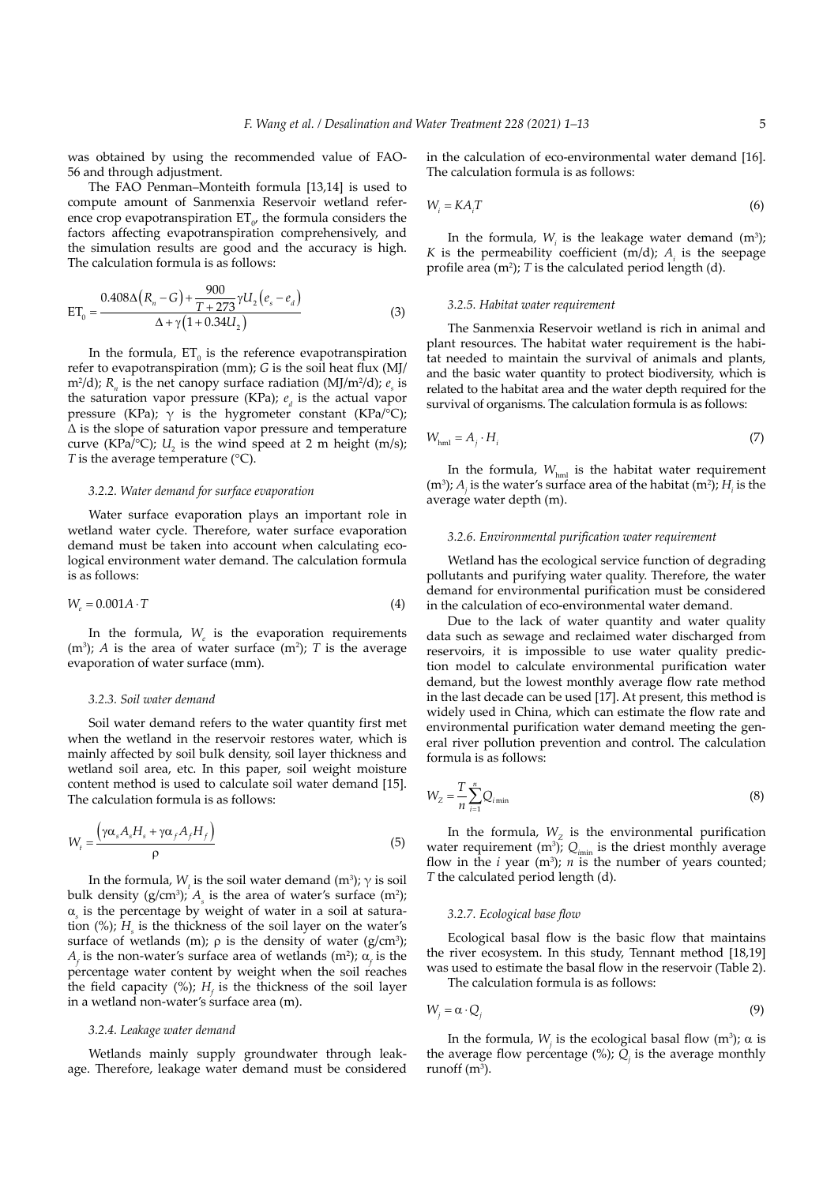was obtained by using the recommended value of FAO-56 and through adjustment.

The FAO Penman–Monteith formula [13,14] is used to compute amount of Sanmenxia Reservoir wetland reference crop evapotranspiration $ET_0$, the formula considers the factors affecting evapotranspiration comprehensively, and the simulation results are good and the accuracy is high. The calculation formula is as follows:

$$ET_0 = \frac{0.408\Delta\left(R_n - G\right) + \frac{900}{T+273}\gamma U_2\left(e_s - e_d\right)}{\Delta + \gamma\left(1 + 0.34U_2\right)} \tag{3}$$

In the formula, $ET_0$ is the reference evapotranspiration refer to evapotranspiration (mm); $G$ is the soil heat flux (MJ/m²/d); $R_n$ is the net canopy surface radiation (MJ/m²/d); $e_s$ is the saturation vapor pressure (KPa); $e_d$ is the actual vapor pressure (KPa); $\gamma$ is the hygrometer constant (KPa/°C); $\Delta$ is the slope of saturation vapor pressure and temperature curve (KPa/°C); $U_2$ is the wind speed at 2 m height (m/s); $T$ is the average temperature (°C).

#### 3.2.2. Water demand for surface evaporation

Water surface evaporation plays an important role in wetland water cycle. Therefore, water surface evaporation demand must be taken into account when calculating ecological environment water demand. The calculation formula is as follows:

$$W_e = 0.001A \cdot T \tag{4}$$

In the formula, $W_e$ is the evaporation requirements (m³); $A$ is the area of water surface (m²); $T$ is the average evaporation of water surface (mm).

#### 3.2.3. Soil water demand

Soil water demand refers to the water quantity first met when the wetland in the reservoir restores water, which is mainly affected by soil bulk density, soil layer thickness and wetland soil area, etc. In this paper, soil weight moisture content method is used to calculate soil water demand [15]. The calculation formula is as follows:

$$W_t = \frac{\left(\gamma\alpha_s A_s H_s + \gamma\alpha_f A_f H_f\right)}{\rho} \tag{5}$$

In the formula, $W_t$ is the soil water demand (m³); $\gamma$ is soil bulk density (g/cm³); $A_s$ is the area of water's surface (m²); $\alpha_s$ is the percentage by weight of water in a soil at saturation (%); $H_s$ is the thickness of the soil layer on the water's surface of wetlands (m); $\rho$ is the density of water (g/cm³); $A_f$ is the non-water's surface area of wetlands (m²); $\alpha_f$ is the percentage water content by weight when the soil reaches the field capacity (%); $H_f$ is the thickness of the soil layer in a wetland non-water's surface area (m).

#### 3.2.4. Leakage water demand

Wetlands mainly supply groundwater through leakage. Therefore, leakage water demand must be considered in the calculation of eco-environmental water demand [16]. The calculation formula is as follows:

$$W_i = KA_iT \tag{6}$$

In the formula, $W_i$ is the leakage water demand (m³); $K$ is the permeability coefficient (m/d); $A_i$ is the seepage profile area (m²); $T$ is the calculated period length (d).

#### 3.2.5. Habitat water requirement

The Sanmenxia Reservoir wetland is rich in animal and plant resources. The habitat water requirement is the habitat needed to maintain the survival of animals and plants, and the basic water quantity to protect biodiversity, which is related to the habitat area and the water depth required for the survival of organisms. The calculation formula is as follows:

$$W_{\text{hml}} = A_j \cdot H_i \tag{7}$$

In the formula, $W_{\text{hml}}$ is the habitat water requirement (m³); $A_j$ is the water's surface area of the habitat (m²); $H_i$ is the average water depth (m).

#### 3.2.6. Environmental purification water requirement

Wetland has the ecological service function of degrading pollutants and purifying water quality. Therefore, the water demand for environmental purification must be considered in the calculation of eco-environmental water demand.

Due to the lack of water quantity and water quality data such as sewage and reclaimed water discharged from reservoirs, it is impossible to use water quality prediction model to calculate environmental purification water demand, but the lowest monthly average flow rate method in the last decade can be used [17]. At present, this method is widely used in China, which can estimate the flow rate and environmental purification water demand meeting the general river pollution prevention and control. The calculation formula is as follows:

$$W_Z = \frac{T}{n}\sum_{i=1}^{n} Q_{i\min} \tag{8}$$

In the formula, $W_Z$ is the environmental purification water requirement (m³); $Q_{i\min}$ is the driest monthly average flow in the $i$ year (m³); $n$ is the number of years counted; $T$ the calculated period length (d).

#### 3.2.7. Ecological base flow

Ecological basal flow is the basic flow that maintains the river ecosystem. In this study, Tennant method [18,19] was used to estimate the basal flow in the reservoir (Table 2).

The calculation formula is as follows:

$$W_j = \alpha \cdot Q_j \tag{9}$$

In the formula, $W_j$ is the ecological basal flow (m³); $\alpha$ is the average flow percentage (%); $Q_j$ is the average monthly runoff (m³).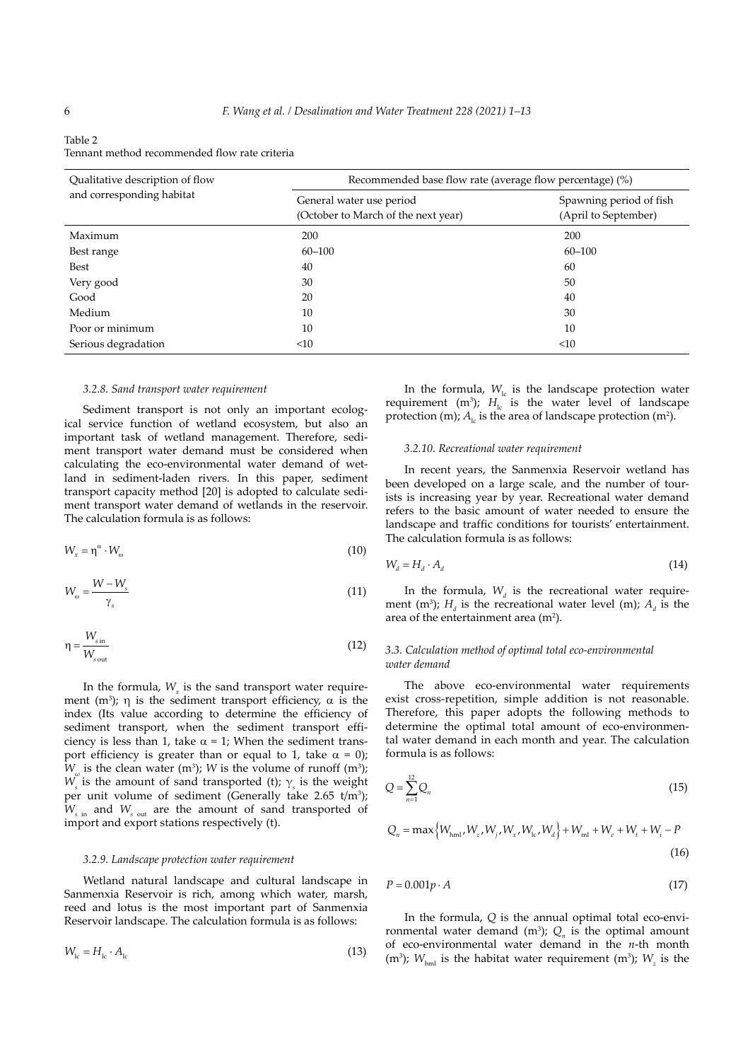Table 2
Tennant method recommended flow rate criteria

| Qualitative description of flow and corresponding habitat | Recommended base flow rate (average flow percentage) (%) | |
|---|---|---|
| | General water use period (October to March of the next year) | Spawning period of fish (April to September) |
| Maximum | 200 | 200 |
| Best range | 60–100 | 60–100 |
| Best | 40 | 60 |
| Very good | 30 | 50 |
| Good | 20 | 40 |
| Medium | 10 | 30 |
| Poor or minimum | 10 | 10 |
| Serious degradation | <10 | <10 |

#### 3.2.8. Sand transport water requirement

Sediment transport is not only an important ecological service function of wetland ecosystem, but also an important task of wetland management. Therefore, sediment transport water demand must be considered when calculating the eco-environmental water demand of wetland in sediment-laden rivers. In this paper, sediment transport capacity method [20] is adopted to calculate sediment transport water demand of wetlands in the reservoir. The calculation formula is as follows:

$$W_x = \eta^{\alpha} \cdot W_{\omega} \tag{10}$$

$$W_{\omega} = \frac{W - W_s}{\gamma_s} \tag{11}$$

$$\eta = \frac{W_{s\,\text{in}}}{W_{s\,\text{out}}} \tag{12}$$

In the formula, $W_x$ is the sand transport water requirement (m$^3$); $\eta$ is the sediment transport efficiency, $\alpha$ is the index (Its value according to determine the efficiency of sediment transport, when the sediment transport efficiency is less than 1, take $\alpha = 1$; When the sediment transport efficiency is greater than or equal to 1, take $\alpha = 0$); $W_{\omega}$ is the clean water (m$^3$); $W$ is the volume of runoff (m$^3$); $W_s$ is the amount of sand transported (t); $\gamma_s$ is the weight per unit volume of sediment (Generally take 2.65 t/m$^3$); $W_{s\,\text{in}}$ and $W_{s\,\text{out}}$ are the amount of sand transported of import and export stations respectively (t).

#### 3.2.9. Landscape protection water requirement

Wetland natural landscape and cultural landscape in Sanmenxia Reservoir is rich, among which water, marsh, reed and lotus is the most important part of Sanmenxia Reservoir landscape. The calculation formula is as follows:

$$W_{\text{lc}} = H_{\text{lc}} \cdot A_{\text{lc}} \tag{13}$$

In the formula, $W_{\text{lc}}$ is the landscape protection water requirement (m$^3$); $H_{\text{lc}}$ is the water level of landscape protection (m); $A_{\text{lc}}$ is the area of landscape protection (m$^2$).

#### 3.2.10. Recreational water requirement

In recent years, the Sanmenxia Reservoir wetland has been developed on a large scale, and the number of tourists is increasing year by year. Recreational water demand refers to the basic amount of water needed to ensure the landscape and traffic conditions for tourists' entertainment. The calculation formula is as follows:

$$W_d = H_d \cdot A_d \tag{14}$$

In the formula, $W_d$ is the recreational water requirement (m$^3$); $H_d$ is the recreational water level (m); $A_d$ is the area of the entertainment area (m$^2$).

### 3.3. Calculation method of optimal total eco-environmental water demand

The above eco-environmental water requirements exist cross-repetition, simple addition is not reasonable. Therefore, this paper adopts the following methods to determine the optimal total amount of eco-environmental water demand in each month and year. The calculation formula is as follows:

$$Q = \sum_{n=1}^{12} Q_n \tag{15}$$

$$Q_n = \max\left\{W_{\text{hml}}, W_z, W_j, W_x, W_{\text{lc}}, W_d\right\} + W_{\text{ml}} + W_e + W_t + W_i - P \tag{16}$$

$$P = 0.001p \cdot A \tag{17}$$

In the formula, $Q$ is the annual optimal total eco-environmental water demand (m$^3$); $Q_n$ is the optimal amount of eco-environmental water demand in the $n$-th month (m$^3$); $W_{\text{hml}}$ is the habitat water requirement (m$^3$); $W_z$ is the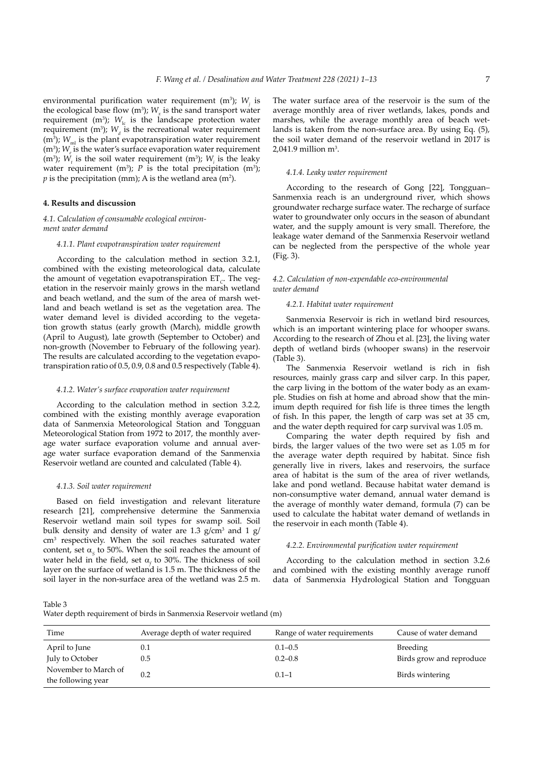environmental purification water requirement (m$^3$); $W_j$ is the ecological base flow (m$^3$); $W_x$ is the sand transport water requirement (m$^3$); $W_{lc}$ is the landscape protection water requirement (m$^3$); $W_d$ is the recreational water requirement (m$^3$); $W_{ml}$ is the plant evapotranspiration water requirement (m$^3$); $W_e$ is the water's surface evaporation water requirement (m$^3$); $W_t$ is the soil water requirement (m$^3$); $W_l$ is the leaky water requirement (m$^3$); $P$ is the total precipitation (m$^3$); $p$ is the precipitation (mm); A is the wetland area (m$^2$).

## 4. Results and discussion

### 4.1. Calculation of consumable ecological environment water demand

#### 4.1.1. Plant evapotranspiration water requirement

According to the calculation method in section 3.2.1, combined with the existing meteorological data, calculate the amount of vegetation evapotranspiration $ET_C$. The vegetation in the reservoir mainly grows in the marsh wetland and beach wetland, and the sum of the area of marsh wetland and beach wetland is set as the vegetation area. The water demand level is divided according to the vegetation growth status (early growth (March), middle growth (April to August), late growth (September to October) and non-growth (November to February of the following year). The results are calculated according to the vegetation evapotranspiration ratio of 0.5, 0.9, 0.8 and 0.5 respectively (Table 4).

#### 4.1.2. Water's surface evaporation water requirement

According to the calculation method in section 3.2.2, combined with the existing monthly average evaporation data of Sanmenxia Meteorological Station and Tongguan Meteorological Station from 1972 to 2017, the monthly average water surface evaporation volume and annual average water surface evaporation demand of the Sanmenxia Reservoir wetland are counted and calculated (Table 4).

#### 4.1.3. Soil water requirement

Based on field investigation and relevant literature research [21], comprehensive determine the Sanmenxia Reservoir wetland main soil types for swamp soil. Soil bulk density and density of water are 1.3 g/cm$^3$ and 1 g/cm$^3$ respectively. When the soil reaches saturated water content, set $\alpha_s$ to 50%. When the soil reaches the amount of water held in the field, set $\alpha_f$ to 30%. The thickness of soil layer on the surface of wetland is 1.5 m. The thickness of the soil layer in the non-surface area of the wetland was 2.5 m. The water surface area of the reservoir is the sum of the average monthly area of river wetlands, lakes, ponds and marshes, while the average monthly area of beach wetlands is taken from the non-surface area. By using Eq. (5), the soil water demand of the reservoir wetland in 2017 is 2,041.9 million m$^3$.

#### 4.1.4. Leaky water requirement

According to the research of Gong [22], Tongguan–Sanmenxia reach is an underground river, which shows groundwater recharge surface water. The recharge of surface water to groundwater only occurs in the season of abundant water, and the supply amount is very small. Therefore, the leakage water demand of the Sanmenxia Reservoir wetland can be neglected from the perspective of the whole year (Fig. 3).

### 4.2. Calculation of non-expendable eco-environmental water demand

#### 4.2.1. Habitat water requirement

Sanmenxia Reservoir is rich in wetland bird resources, which is an important wintering place for whooper swans. According to the research of Zhou et al. [23], the living water depth of wetland birds (whooper swans) in the reservoir (Table 3).

The Sanmenxia Reservoir wetland is rich in fish resources, mainly grass carp and silver carp. In this paper, the carp living in the bottom of the water body as an example. Studies on fish at home and abroad show that the minimum depth required for fish life is three times the length of fish. In this paper, the length of carp was set at 35 cm, and the water depth required for carp survival was 1.05 m.

Comparing the water depth required by fish and birds, the larger values of the two were set as 1.05 m for the average water depth required by habitat. Since fish generally live in rivers, lakes and reservoirs, the surface area of habitat is the sum of the area of river wetlands, lake and pond wetland. Because habitat water demand is non-consumptive water demand, annual water demand is the average of monthly water demand, formula (7) can be used to calculate the habitat water demand of wetlands in the reservoir in each month (Table 4).

#### 4.2.2. Environmental purification water requirement

According to the calculation method in section 3.2.6 and combined with the existing monthly average runoff data of Sanmenxia Hydrological Station and Tongguan

Table 3
Water depth requirement of birds in Sanmenxia Reservoir wetland (m)

| Time | Average depth of water required | Range of water requirements | Cause of water demand |
|---|---|---|---|
| April to June | 0.1 | 0.1–0.5 | Breeding |
| July to October | 0.5 | 0.2–0.8 | Birds grow and reproduce |
| November to March of the following year | 0.2 | 0.1–1 | Birds wintering |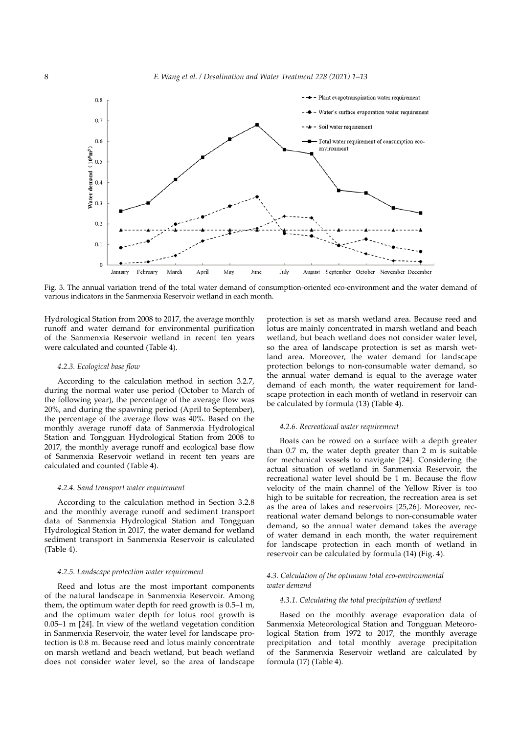Fig. 3. The annual variation trend of the total water demand of consumption-oriented eco-environment and the water demand of various indicators in the Sanmenxia Reservoir wetland in each month.

Hydrological Station from 2008 to 2017, the average monthly runoff and water demand for environmental purification of the Sanmenxia Reservoir wetland in recent ten years were calculated and counted (Table 4).

#### *4.2.3. Ecological base flow*

According to the calculation method in section 3.2.7, during the normal water use period (October to March of the following year), the percentage of the average flow was 20%, and during the spawning period (April to September), the percentage of the average flow was 40%. Based on the monthly average runoff data of Sanmenxia Hydrological Station and Tongguan Hydrological Station from 2008 to 2017, the monthly average runoff and ecological base flow of Sanmenxia Reservoir wetland in recent ten years are calculated and counted (Table 4).

#### *4.2.4. Sand transport water requirement*

According to the calculation method in Section 3.2.8 and the monthly average runoff and sediment transport data of Sanmenxia Hydrological Station and Tongguan Hydrological Station in 2017, the water demand for wetland sediment transport in Sanmenxia Reservoir is calculated (Table 4).

#### *4.2.5. Landscape protection water requirement*

Reed and lotus are the most important components of the natural landscape in Sanmenxia Reservoir. Among them, the optimum water depth for reed growth is 0.5–1 m, and the optimum water depth for lotus root growth is 0.05–1 m [24]. In view of the wetland vegetation condition in Sanmenxia Reservoir, the water level for landscape protection is 0.8 m. Because reed and lotus mainly concentrate on marsh wetland and beach wetland, but beach wetland does not consider water level, so the area of landscape protection is set as marsh wetland area. Because reed and lotus are mainly concentrated in marsh wetland and beach wetland, but beach wetland does not consider water level, so the area of landscape protection is set as marsh wetland area. Moreover, the water demand for landscape protection belongs to non-consumable water demand, so the annual water demand is equal to the average water demand of each month, the water requirement for landscape protection in each month of wetland in reservoir can be calculated by formula (13) (Table 4).

#### *4.2.6. Recreational water requirement*

Boats can be rowed on a surface with a depth greater than 0.7 m, the water depth greater than 2 m is suitable for mechanical vessels to navigate [24]. Considering the actual situation of wetland in Sanmenxia Reservoir, the recreational water level should be 1 m. Because the flow velocity of the main channel of the Yellow River is too high to be suitable for recreation, the recreation area is set as the area of lakes and reservoirs [25,26]. Moreover, recreational water demand belongs to non-consumable water demand, so the annual water demand takes the average of water demand in each month, the water requirement for landscape protection in each month of wetland in reservoir can be calculated by formula (14) (Fig. 4).

### *4.3. Calculation of the optimum total eco-environmental water demand*

#### *4.3.1. Calculating the total precipitation of wetland*

Based on the monthly average evaporation data of Sanmenxia Meteorological Station and Tongguan Meteorological Station from 1972 to 2017, the monthly average precipitation and total monthly average precipitation of the Sanmenxia Reservoir wetland are calculated by formula (17) (Table 4).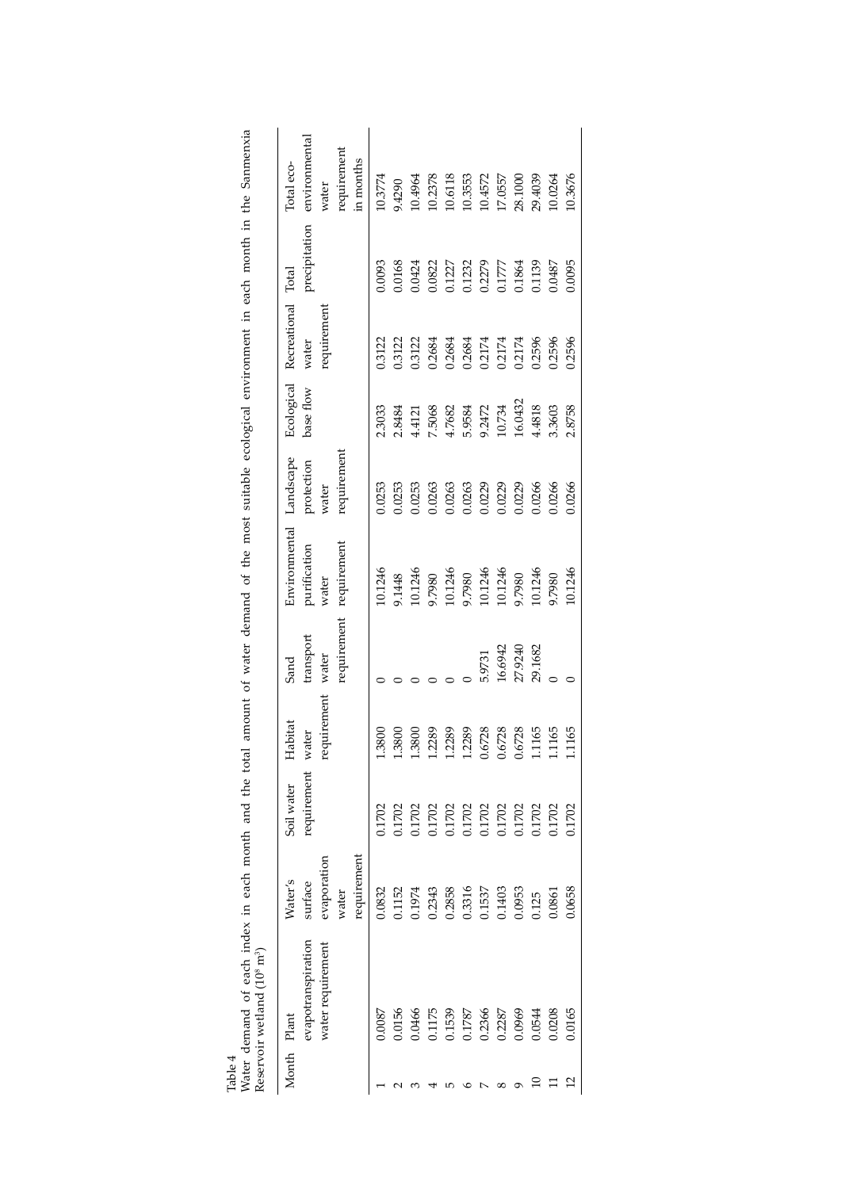Table 4
Water demand of each index in each month and the total amount of water demand of the most suitable ecological environment in each month in the Sanmenxia Reservoir wetland ($10^8$ m$^3$)

| Month | Plant evapotranspiration water requirement | Water's surface evaporation water requirement | Soil water requirement | Habitat water requirement | Sand transport water requirement | Environmental purification water requirement | Landscape protection water requirement | Ecological base flow | Recreational water requirement | Total precipitation | Total eco-environmental water requirement in months |
|---|---|---|---|---|---|---|---|---|---|---|---|
| 1 | 0.0087 | 0.0832 | 0.1702 | 1.3800 | 0 | 10.1246 | 0.0253 | 2.3033 | 0.3122 | 0.0093 | 10.3774 |
| 2 | 0.0156 | 0.1152 | 0.1702 | 1.3800 | 0 | 9.1448 | 0.0253 | 2.8484 | 0.3122 | 0.0168 | 9.4290 |
| 3 | 0.0466 | 0.1974 | 0.1702 | 1.3800 | 0 | 10.1246 | 0.0253 | 4.4121 | 0.3122 | 0.0424 | 10.4964 |
| 4 | 0.1175 | 0.2343 | 0.1702 | 1.2289 | 0 | 9.7980 | 0.0263 | 7.5068 | 0.2684 | 0.0822 | 10.2378 |
| 5 | 0.1539 | 0.2858 | 0.1702 | 1.2289 | 0 | 10.1246 | 0.0263 | 4.7682 | 0.2684 | 0.1227 | 10.6118 |
| 6 | 0.1787 | 0.3316 | 0.1702 | 1.2289 | 0 | 9.7980 | 0.0263 | 5.9584 | 0.2684 | 0.1232 | 10.3553 |
| 7 | 0.2366 | 0.1537 | 0.1702 | 0.6728 | 5.9731 | 10.1246 | 0.0229 | 9.2472 | 0.2174 | 0.2279 | 10.4572 |
| 8 | 0.2287 | 0.1403 | 0.1702 | 0.6728 | 16.6942 | 10.1246 | 0.0229 | 10.734 | 0.2174 | 0.1777 | 17.0557 |
| 9 | 0.0969 | 0.0953 | 0.1702 | 0.6728 | 27.9240 | 9.7980 | 0.0229 | 16.0432 | 0.2174 | 0.1864 | 28.1000 |
| 10 | 0.0544 | 0.125 | 0.1702 | 1.1165 | 29.1682 | 10.1246 | 0.0266 | 4.4818 | 0.2596 | 0.1139 | 29.4039 |
| 11 | 0.0208 | 0.0861 | 0.1702 | 1.1165 | 0 | 9.7980 | 0.0266 | 3.3603 | 0.2596 | 0.0487 | 10.0264 |
| 12 | 0.0165 | 0.0658 | 0.1702 | 1.1165 | 0 | 10.1246 | 0.0266 | 2.8758 | 0.2596 | 0.0095 | 10.3676 |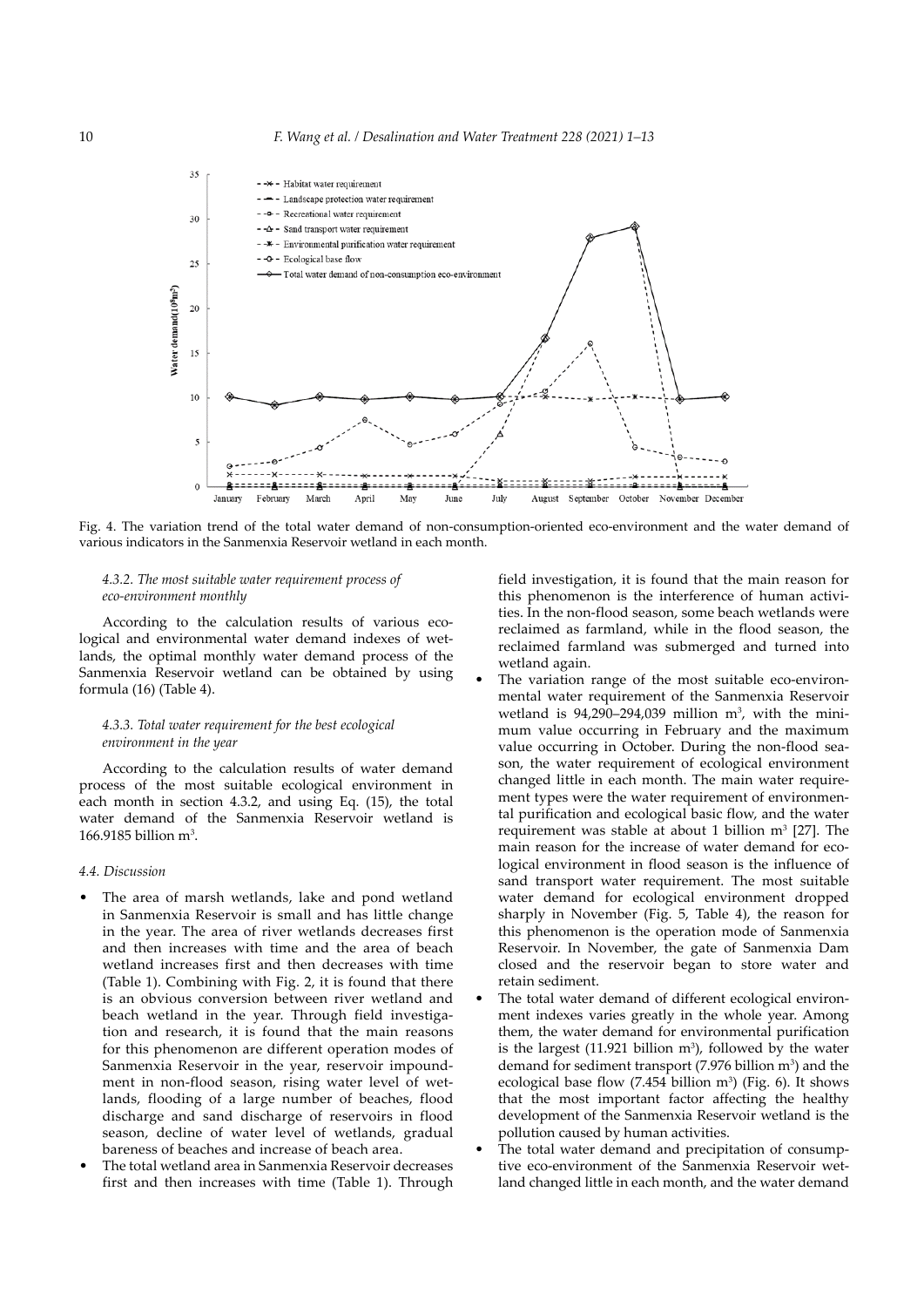Fig. 4. The variation trend of the total water demand of non-consumption-oriented eco-environment and the water demand of various indicators in the Sanmenxia Reservoir wetland in each month.

#### 4.3.2. The most suitable water requirement process of eco-environment monthly

According to the calculation results of various ecological and environmental water demand indexes of wetlands, the optimal monthly water demand process of the Sanmenxia Reservoir wetland can be obtained by using formula (16) (Table 4).

#### 4.3.3. Total water requirement for the best ecological environment in the year

According to the calculation results of water demand process of the most suitable ecological environment in each month in section 4.3.2, and using Eq. (15), the total water demand of the Sanmenxia Reservoir wetland is 166.9185 billion $m^3$.

### 4.4. Discussion

- The area of marsh wetlands, lake and pond wetland in Sanmenxia Reservoir is small and has little change in the year. The area of river wetlands decreases first and then increases with time and the area of beach wetland increases first and then decreases with time (Table 1). Combining with Fig. 2, it is found that there is an obvious conversion between river wetland and beach wetland in the year. Through field investigation and research, it is found that the main reasons for this phenomenon are different operation modes of Sanmenxia Reservoir in the year, reservoir impoundment in non-flood season, rising water level of wetlands, flooding of a large number of beaches, flood discharge and sand discharge of reservoirs in flood season, decline of water level of wetlands, gradual bareness of beaches and increase of beach area.
- The total wetland area in Sanmenxia Reservoir decreases first and then increases with time (Table 1). Through field investigation, it is found that the main reason for this phenomenon is the interference of human activities. In the non-flood season, some beach wetlands were reclaimed as farmland, while in the flood season, the reclaimed farmland was submerged and turned into wetland again.
- The variation range of the most suitable eco-environmental water requirement of the Sanmenxia Reservoir wetland is 94,290–294,039 million $m^3$, with the minimum value occurring in February and the maximum value occurring in October. During the non-flood season, the water requirement of ecological environment changed little in each month. The main water requirement types were the water requirement of environmental purification and ecological basic flow, and the water requirement was stable at about 1 billion $m^3$ [27]. The main reason for the increase of water demand for ecological environment in flood season is the influence of sand transport water requirement. The most suitable water demand for ecological environment dropped sharply in November (Fig. 5, Table 4), the reason for this phenomenon is the operation mode of Sanmenxia Reservoir. In November, the gate of Sanmenxia Dam closed and the reservoir began to store water and retain sediment.
- The total water demand of different ecological environment indexes varies greatly in the whole year. Among them, the water demand for environmental purification is the largest (11.921 billion $m^3$), followed by the water demand for sediment transport (7.976 billion $m^3$) and the ecological base flow (7.454 billion $m^3$) (Fig. 6). It shows that the most important factor affecting the healthy development of the Sanmenxia Reservoir wetland is the pollution caused by human activities.
- The total water demand and precipitation of consumptive eco-environment of the Sanmenxia Reservoir wetland changed little in each month, and the water demand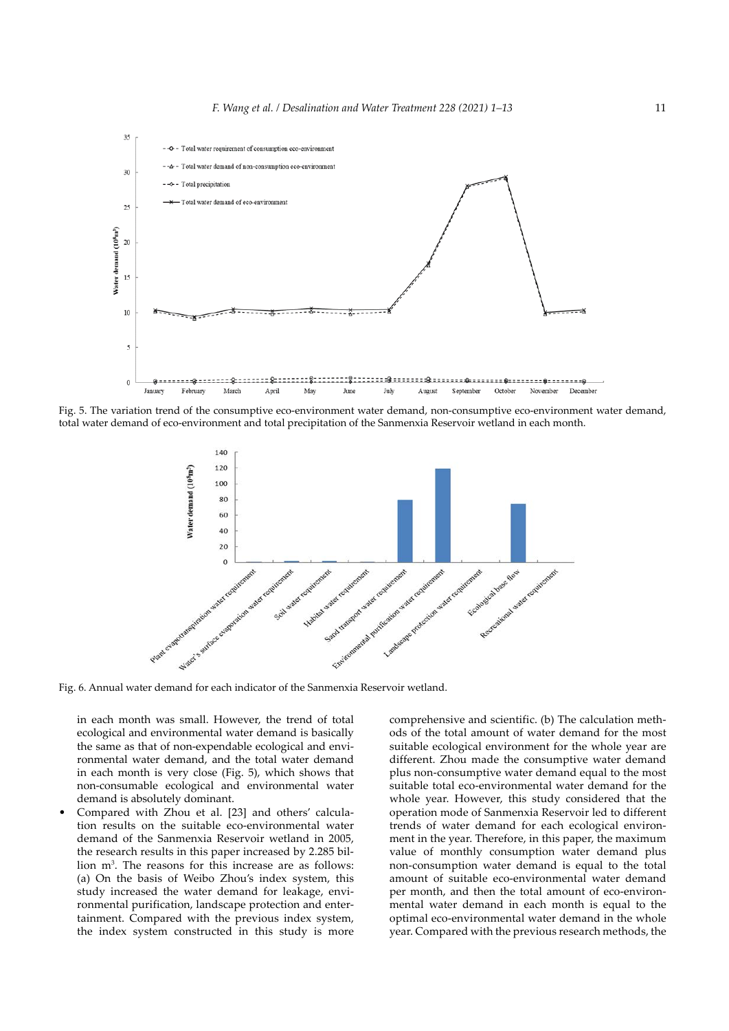Fig. 5. The variation trend of the consumptive eco-environment water demand, non-consumptive eco-environment water demand, total water demand of eco-environment and total precipitation of the Sanmenxia Reservoir wetland in each month.

Fig. 6. Annual water demand for each indicator of the Sanmenxia Reservoir wetland.

in each month was small. However, the trend of total ecological and environmental water demand is basically the same as that of non-expendable ecological and environmental water demand, and the total water demand in each month is very close (Fig. 5), which shows that non-consumable ecological and environmental water demand is absolutely dominant.

- Compared with Zhou et al. [23] and others' calculation results on the suitable eco-environmental water demand of the Sanmenxia Reservoir wetland in 2005, the research results in this paper increased by 2.285 billion $m^3$. The reasons for this increase are as follows: (a) On the basis of Weibo Zhou's index system, this study increased the water demand for leakage, environmental purification, landscape protection and entertainment. Compared with the previous index system, the index system constructed in this study is more comprehensive and scientific. (b) The calculation methods of the total amount of water demand for the most suitable ecological environment for the whole year are different. Zhou made the consumptive water demand plus non-consumptive water demand equal to the most suitable total eco-environmental water demand for the whole year. However, this study considered that the operation mode of Sanmenxia Reservoir led to different trends of water demand for each ecological environment in the year. Therefore, in this paper, the maximum value of monthly consumption water demand plus non-consumption water demand is equal to the total amount of suitable eco-environmental water demand per month, and then the total amount of eco-environmental water demand in each month is equal to the optimal eco-environmental water demand in the whole year. Compared with the previous research methods, the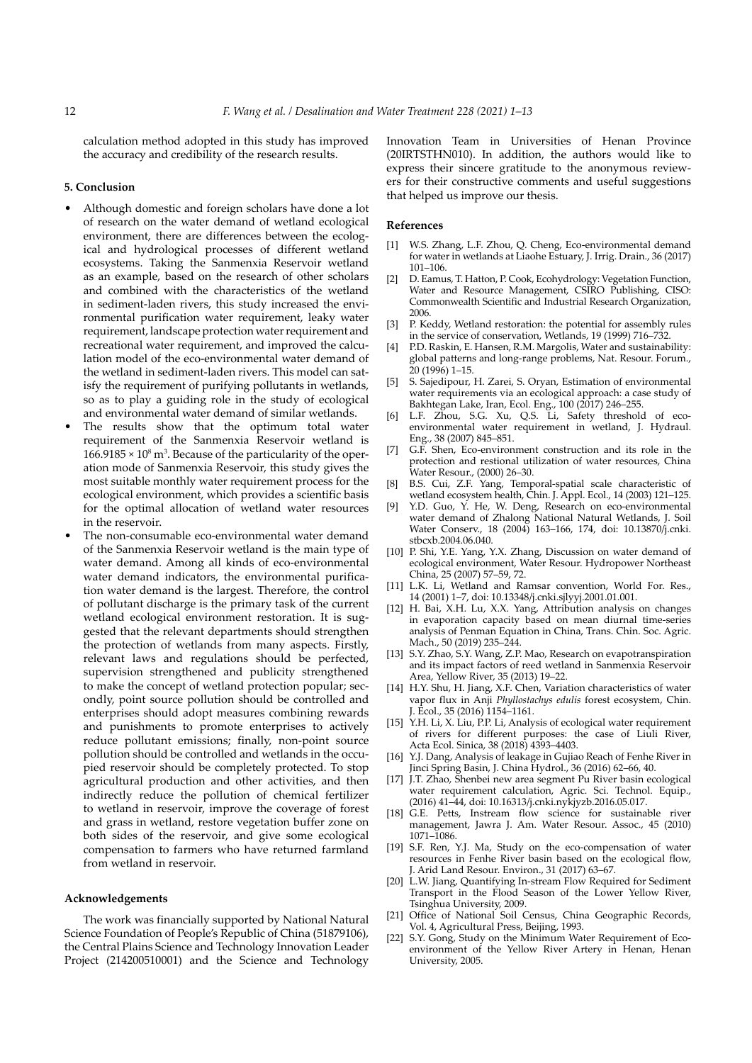calculation method adopted in this study has improved the accuracy and credibility of the research results.

## 5. Conclusion

- Although domestic and foreign scholars have done a lot of research on the water demand of wetland ecological environment, there are differences between the ecological and hydrological processes of different wetland ecosystems. Taking the Sanmenxia Reservoir wetland as an example, based on the research of other scholars and combined with the characteristics of the wetland in sediment-laden rivers, this study increased the environmental purification water requirement, leaky water requirement, landscape protection water requirement and recreational water requirement, and improved the calculation model of the eco-environmental water demand of the wetland in sediment-laden rivers. This model can satisfy the requirement of purifying pollutants in wetlands, so as to play a guiding role in the study of ecological and environmental water demand of similar wetlands.
- The results show that the optimum total water requirement of the Sanmenxia Reservoir wetland is $166.9185 \times 10^8$ $m^3$. Because of the particularity of the operation mode of Sanmenxia Reservoir, this study gives the most suitable monthly water requirement process for the ecological environment, which provides a scientific basis for the optimal allocation of wetland water resources in the reservoir.
- The non-consumable eco-environmental water demand of the Sanmenxia Reservoir wetland is the main type of water demand. Among all kinds of eco-environmental water demand indicators, the environmental purification water demand is the largest. Therefore, the control of pollutant discharge is the primary task of the current wetland ecological environment restoration. It is suggested that the relevant departments should strengthen the protection of wetlands from many aspects. Firstly, relevant laws and regulations should be perfected, supervision strengthened and publicity strengthened to make the concept of wetland protection popular; secondly, point source pollution should be controlled and enterprises should adopt measures combining rewards and punishments to promote enterprises to actively reduce pollutant emissions; finally, non-point source pollution should be controlled and wetlands in the occupied reservoir should be completely protected. To stop agricultural production and other activities, and then indirectly reduce the pollution of chemical fertilizer to wetland in reservoir, improve the coverage of forest and grass in wetland, restore vegetation buffer zone on both sides of the reservoir, and give some ecological compensation to farmers who have returned farmland from wetland in reservoir.

## Acknowledgements

The work was financially supported by National Natural Science Foundation of People's Republic of China (51879106), the Central Plains Science and Technology Innovation Leader Project (214200510001) and the Science and Technology Innovation Team in Universities of Henan Province (20IRTSTHN010). In addition, the authors would like to express their sincere gratitude to the anonymous reviewers for their constructive comments and useful suggestions that helped us improve our thesis.

## References

[1] W.S. Zhang, L.F. Zhou, Q. Cheng, Eco-environmental demand for water in wetlands at Liaohe Estuary, J. Irrig. Drain., 36 (2017) 101–106.

[2] D. Eamus, T. Hatton, P. Cook, Ecohydrology: Vegetation Function, Water and Resource Management, CSIRO Publishing, CISO: Commonwealth Scientific and Industrial Research Organization, 2006.

[3] P. Keddy, Wetland restoration: the potential for assembly rules in the service of conservation, Wetlands, 19 (1999) 716–732.

[4] P.D. Raskin, E. Hansen, R.M. Margolis, Water and sustainability: global patterns and long-range problems, Nat. Resour. Forum., 20 (1996) 1–15.

[5] S. Sajedipour, H. Zarei, S. Oryan, Estimation of environmental water requirements via an ecological approach: a case study of Bakhtegan Lake, Iran, Ecol. Eng., 100 (2017) 246–255.

[6] L.F. Zhou, S.G. Xu, Q.S. Li, Safety threshold of eco-environmental water requirement in wetland, J. Hydraul. Eng., 38 (2007) 845–851.

[7] G.F. Shen, Eco-environment construction and its role in the protection and restional utilization of water resources, China Water Resour., (2000) 26–30.

[8] B.S. Cui, Z.F. Yang, Temporal-spatial scale characteristic of wetland ecosystem health, Chin. J. Appl. Ecol., 14 (2003) 121–125.

[9] Y.D. Guo, Y. He, W. Deng, Research on eco-environmental water demand of Zhalong National Natural Wetlands, J. Soil Water Conserv., 18 (2004) 163–166, 174, doi: 10.13870/j.cnki.stbcxb.2004.06.040.

[10] P. Shi, Y.E. Yang, Y.X. Zhang, Discussion on water demand of ecological environment, Water Resour. Hydropower Northeast China, 25 (2007) 57–59, 72.

[11] L.K. Li, Wetland and Ramsar convention, World For. Res., 14 (2001) 1–7, doi: 10.13348/j.cnki.sjlyyj.2001.01.001.

[12] H. Bai, X.H. Lu, X.X. Yang, Attribution analysis on changes in evaporation capacity based on mean diurnal time-series analysis of Penman Equation in China, Trans. Chin. Soc. Agric. Mach., 50 (2019) 235–244.

[13] S.Y. Zhao, S.Y. Wang, Z.P. Mao, Research on evapotranspiration and its impact factors of reed wetland in Sanmenxia Reservoir Area, Yellow River, 35 (2013) 19–22.

[14] H.Y. Shu, H. Jiang, X.F. Chen, Variation characteristics of water vapor flux in Anji *Phyllostachys edulis* forest ecosystem, Chin. J. Ecol., 35 (2016) 1154–1161.

[15] Y.H. Li, X. Liu, P.P. Li, Analysis of ecological water requirement of rivers for different purposes: the case of Liuli River, Acta Ecol. Sinica, 38 (2018) 4393–4403.

[16] Y.J. Dang, Analysis of leakage in Gujiao Reach of Fenhe River in Jinci Spring Basin, J. China Hydrol., 36 (2016) 62–66, 40.

[17] J.T. Zhao, Shenbei new area segment Pu River basin ecological water requirement calculation, Agric. Sci. Technol. Equip., (2016) 41–44, doi: 10.16313/j.cnki.nykjyzb.2016.05.017.

[18] G.E. Petts, Instream flow science for sustainable river management, Jawra J. Am. Water Resour. Assoc., 45 (2010) 1071–1086.

[19] S.F. Ren, Y.J. Ma, Study on the eco-compensation of water resources in Fenhe River basin based on the ecological flow, J. Arid Land Resour. Environ., 31 (2017) 63–67.

[20] L.W. Jiang, Quantifying In-stream Flow Required for Sediment Transport in the Flood Season of the Lower Yellow River, Tsinghua University, 2009.

[21] Office of National Soil Census, China Geographic Records, Vol. 4, Agricultural Press, Beijing, 1993.

[22] S.Y. Gong, Study on the Minimum Water Requirement of Eco-environment of the Yellow River Artery in Henan, Henan University, 2005.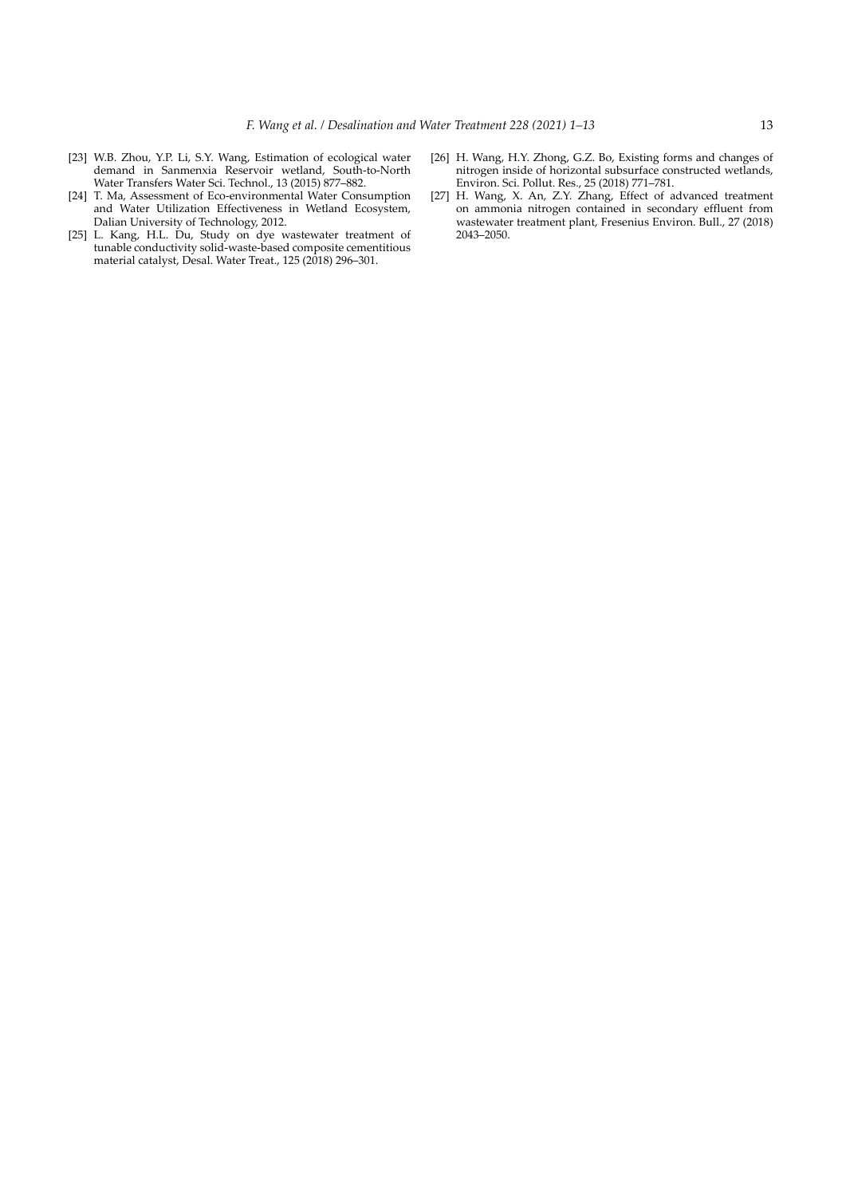[23] W.B. Zhou, Y.P. Li, S.Y. Wang, Estimation of ecological water demand in Sanmenxia Reservoir wetland, South-to-North Water Transfers Water Sci. Technol., 13 (2015) 877–882.

[24] T. Ma, Assessment of Eco-environmental Water Consumption and Water Utilization Effectiveness in Wetland Ecosystem, Dalian University of Technology, 2012.

[25] L. Kang, H.L. Du, Study on dye wastewater treatment of tunable conductivity solid-waste-based composite cementitious material catalyst, Desal. Water Treat., 125 (2018) 296–301.

[26] H. Wang, H.Y. Zhong, G.Z. Bo, Existing forms and changes of nitrogen inside of horizontal subsurface constructed wetlands, Environ. Sci. Pollut. Res., 25 (2018) 771–781.

[27] H. Wang, X. An, Z.Y. Zhang, Effect of advanced treatment on ammonia nitrogen contained in secondary effluent from wastewater treatment plant, Fresenius Environ. Bull., 27 (2018) 2043–2050.